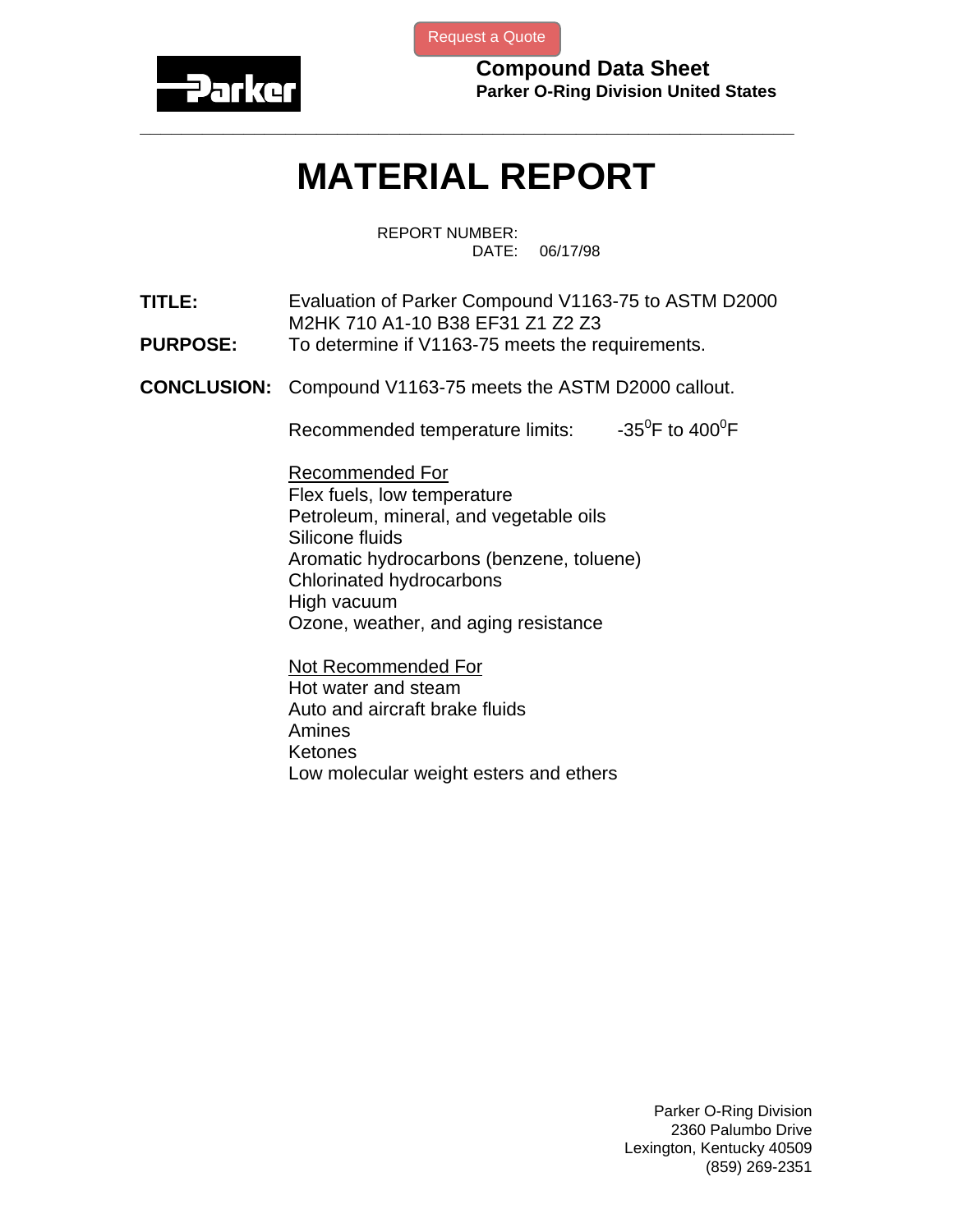Request a Quote

**Compound Data Sheet**
**Parker O-Ring Division United States**

# MATERIAL REPORT

REPORT NUMBER:
DATE: 06/17/98

**TITLE:** Evaluation of Parker Compound V1163-75 to ASTM D2000 M2HK 710 A1-10 B38 EF31 Z1 Z2 Z3

**PURPOSE:** To determine if V1163-75 meets the requirements.

**CONCLUSION:** Compound V1163-75 meets the ASTM D2000 callout.

Recommended temperature limits: $-35^0$F to $400^0$F

<u>Recommended For</u>

Flex fuels, low temperature
Petroleum, mineral, and vegetable oils
Silicone fluids
Aromatic hydrocarbons (benzene, toluene)
Chlorinated hydrocarbons
High vacuum
Ozone, weather, and aging resistance

<u>Not Recommended For</u>

Hot water and steam
Auto and aircraft brake fluids
Amines
Ketones
Low molecular weight esters and ethers

Parker O-Ring Division
2360 Palumbo Drive
Lexington, Kentucky 40509
(859) 269-2351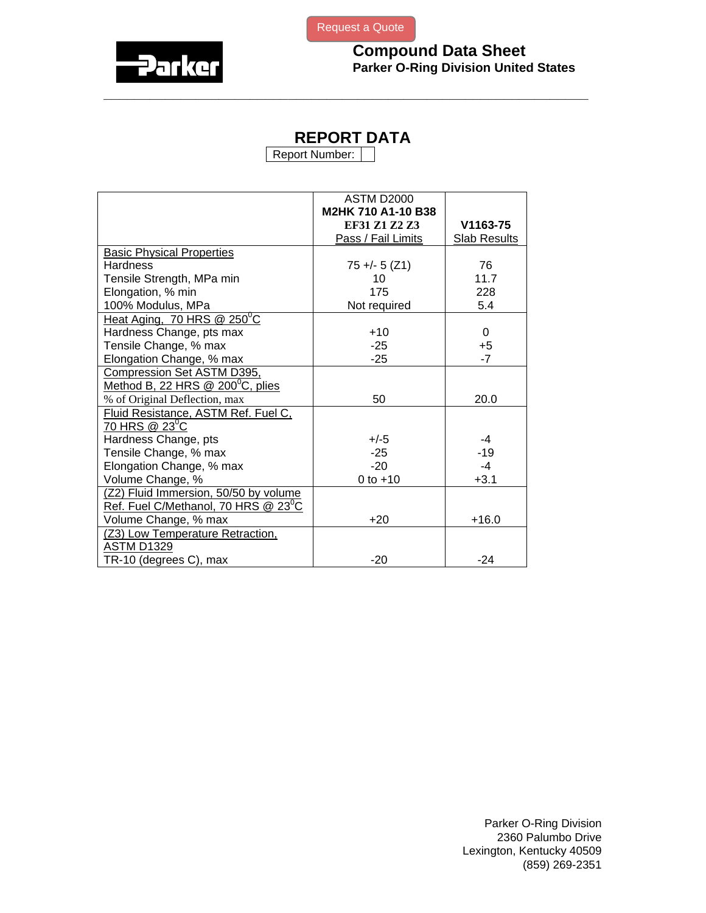Parker

# Compound Data Sheet
**Parker O-Ring Division United States**

## REPORT DATA

Report Number:

| | ASTM D2000 **M2HK 710 A1-10 B38 EF31 Z1 Z2 Z3** Pass / Fail Limits | **V1163-75** Slab Results |
|---|---|---|
| Basic Physical Properties | | |
| Hardness | 75 +/- 5 (Z1) | 76 |
| Tensile Strength, MPa min | 10 | 11.7 |
| Elongation, % min | 175 | 228 |
| 100% Modulus, MPa | Not required | 5.4 |
| Heat Aging, 70 HRS @ 250°C | | |
| Hardness Change, pts max | +10 | 0 |
| Tensile Change, % max | -25 | +5 |
| Elongation Change, % max | -25 | -7 |
| Compression Set ASTM D395, Method B, 22 HRS @ 200°C, plies | | |
| % of Original Deflection, max | 50 | 20.0 |
| Fluid Resistance, ASTM Ref. Fuel C, 70 HRS @ 23°C | | |
| Hardness Change, pts | +/-5 | -4 |
| Tensile Change, % max | -25 | -19 |
| Elongation Change, % max | -20 | -4 |
| Volume Change, % | 0 to +10 | +3.1 |
| (Z2) Fluid Immersion, 50/50 by volume Ref. Fuel C/Methanol, 70 HRS @ 23°C | | |
| Volume Change, % max | +20 | +16.0 |
| (Z3) Low Temperature Retraction, ASTM D1329 | | |
| TR-10 (degrees C), max | -20 | -24 |

Parker O-Ring Division
2360 Palumbo Drive
Lexington, Kentucky 40509
(859) 269-2351